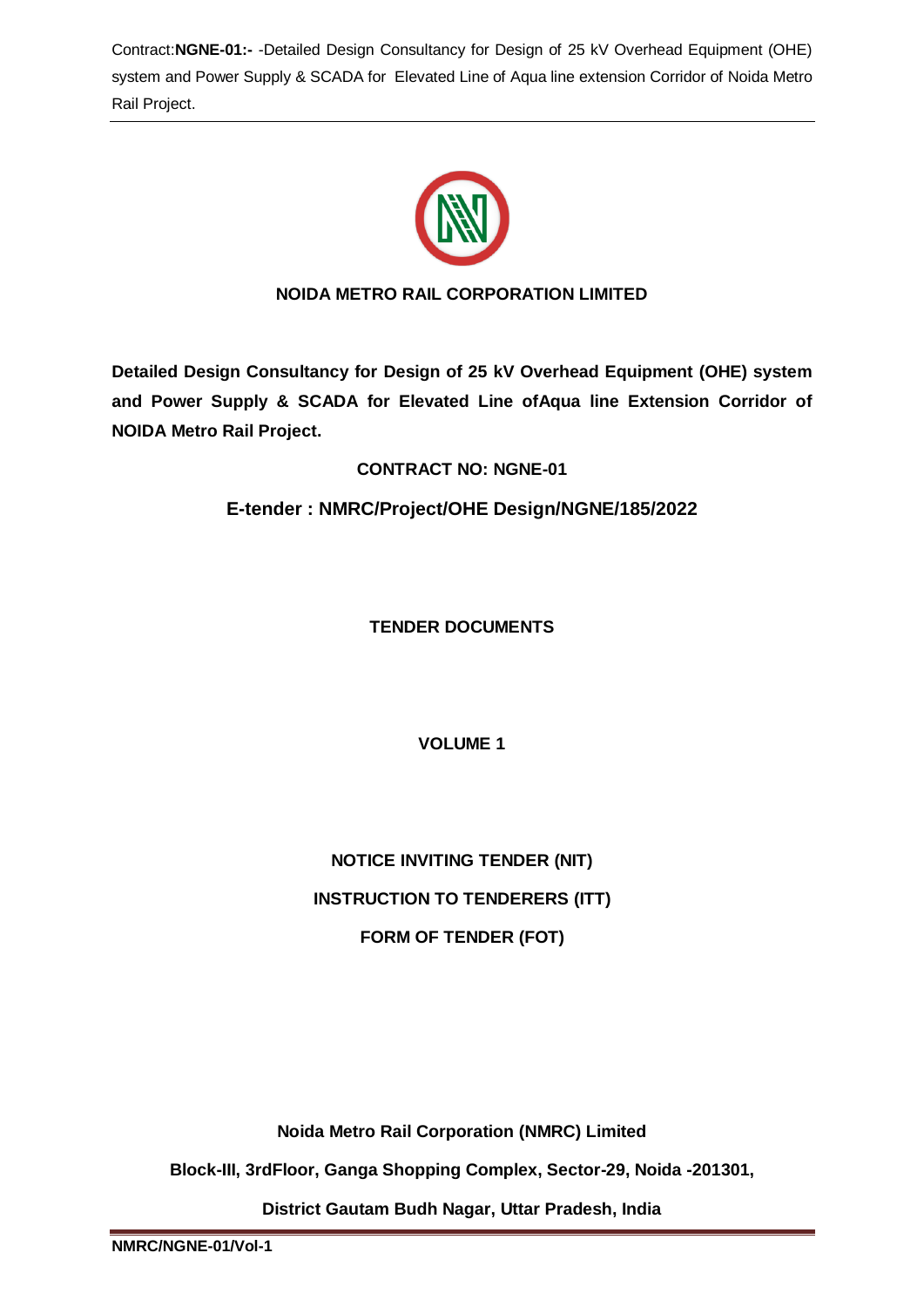**NOIDA METRO RAIL CORPORATION LIMITED**

**Detailed Design Consultancy for Design of 25 kV Overhead Equipment (OHE) system and Power Supply & SCADA for Elevated Line ofAqua line Extension Corridor of NOIDA Metro Rail Project.**

**CONTRACT NO: NGNE-01**

**E-tender : NMRC/Project/OHE Design/NGNE/185/2022**

**TENDER DOCUMENTS**

**VOLUME 1**

**NOTICE INVITING TENDER (NIT)**

**INSTRUCTION TO TENDERERS (ITT)**

**FORM OF TENDER (FOT)**

**Noida Metro Rail Corporation (NMRC) Limited**

**Block-III, 3rdFloor, Ganga Shopping Complex, Sector-29, Noida -201301,**

**District Gautam Budh Nagar, Uttar Pradesh, India**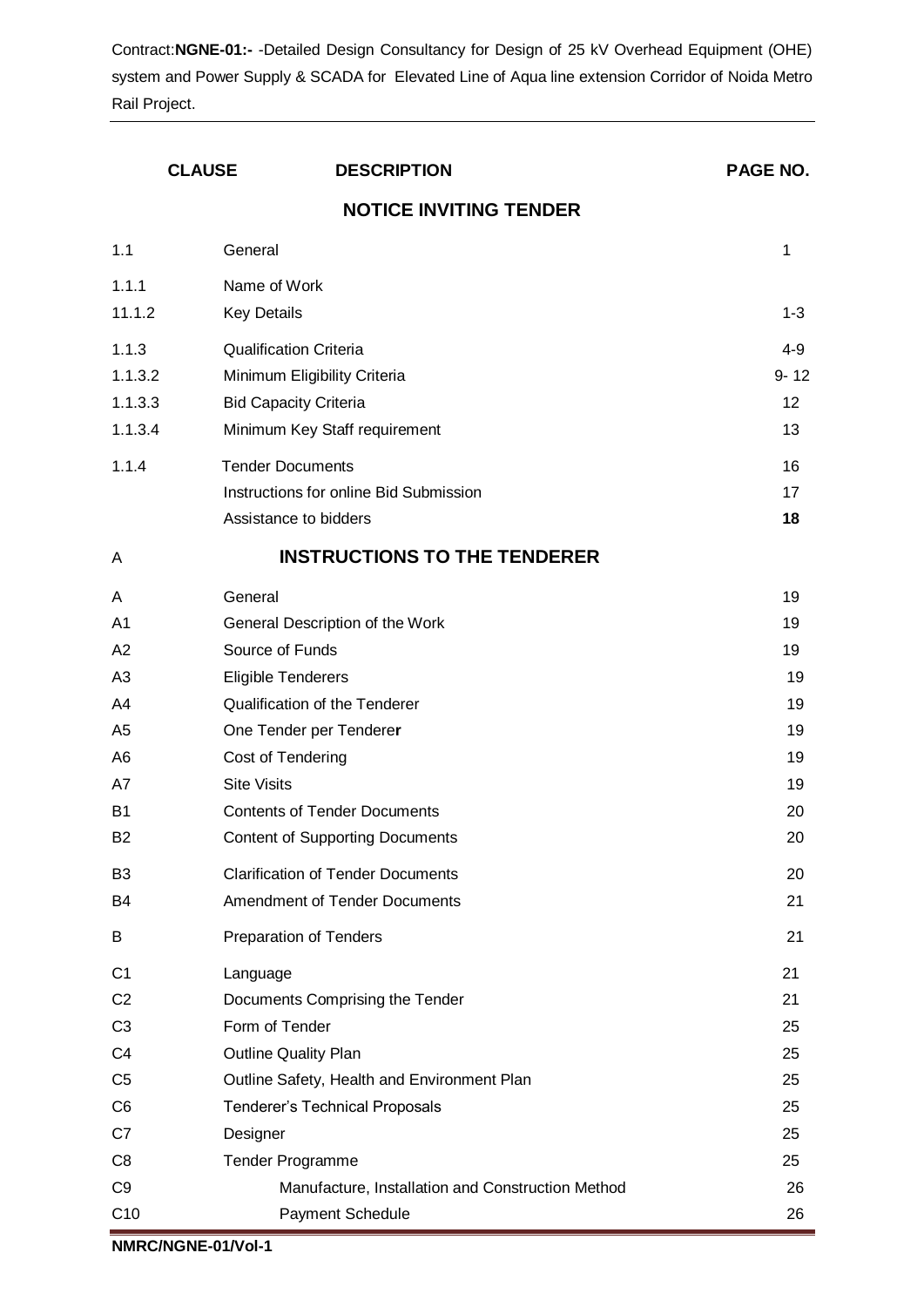| CLAUSE | DESCRIPTION | PAGE NO. |
|---|---|---|
| | **NOTICE INVITING TENDER** | |
| 1.1 | General | 1 |
| 1.1.1 | Name of Work | |
| 11.1.2 | Key Details | 1-3 |
| 1.1.3 | Qualification Criteria | 4-9 |
| 1.1.3.2 | Minimum Eligibility Criteria | 9- 12 |
| 1.1.3.3 | Bid Capacity Criteria | 12 |
| 1.1.3.4 | Minimum Key Staff requirement | 13 |
| 1.1.4 | Tender Documents | 16 |
| | Instructions for online Bid Submission | 17 |
| | Assistance to bidders | **18** |
| A | **INSTRUCTIONS TO THE TENDERER** | |
| A | General | 19 |
| A1 | General Description of the Work | 19 |
| A2 | Source of Funds | 19 |
| A3 | Eligible Tenderers | 19 |
| A4 | Qualification of the Tenderer | 19 |
| A5 | One Tender per Tenderer | 19 |
| A6 | Cost of Tendering | 19 |
| A7 | Site Visits | 19 |
| B1 | Contents of Tender Documents | 20 |
| B2 | Content of Supporting Documents | 20 |
| B3 | Clarification of Tender Documents | 20 |
| B4 | Amendment of Tender Documents | 21 |
| B | Preparation of Tenders | 21 |
| C1 | Language | 21 |
| C2 | Documents Comprising the Tender | 21 |
| C3 | Form of Tender | 25 |
| C4 | Outline Quality Plan | 25 |
| C5 | Outline Safety, Health and Environment Plan | 25 |
| C6 | Tenderer's Technical Proposals | 25 |
| C7 | Designer | 25 |
| C8 | Tender Programme | 25 |
| C9 | Manufacture, Installation and Construction Method | 26 |
| C10 | Payment Schedule | 26 |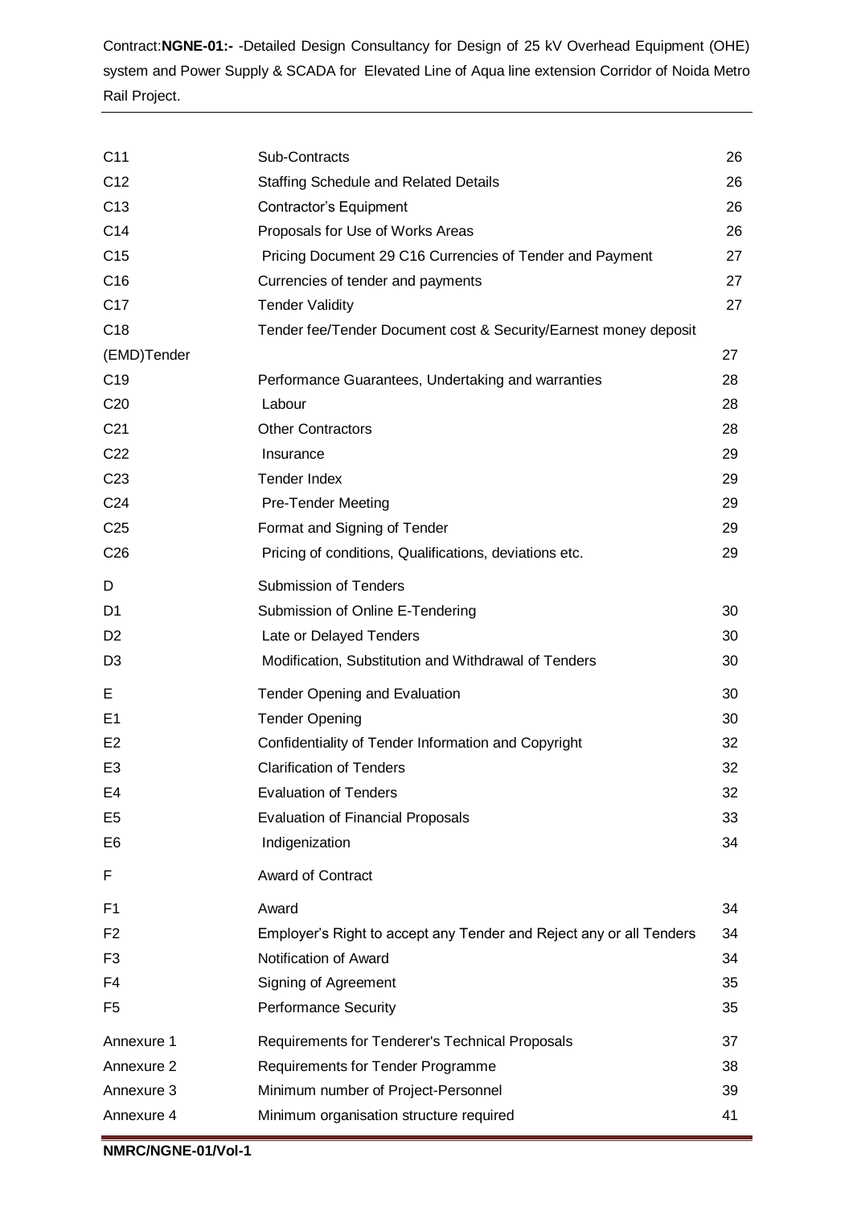| | | |
|---|---|---|
| C11 | Sub-Contracts | 26 |
| C12 | Staffing Schedule and Related Details | 26 |
| C13 | Contractor's Equipment | 26 |
| C14 | Proposals for Use of Works Areas | 26 |
| C15 | Pricing Document 29 C16 Currencies of Tender and Payment | 27 |
| C16 | Currencies of tender and payments | 27 |
| C17 | Tender Validity | 27 |
| C18 | Tender fee/Tender Document cost & Security/Earnest money deposit | |
| (EMD)Tender | | 27 |
| C19 | Performance Guarantees, Undertaking and warranties | 28 |
| C20 | Labour | 28 |
| C21 | Other Contractors | 28 |
| C22 | Insurance | 29 |
| C23 | Tender Index | 29 |
| C24 | Pre-Tender Meeting | 29 |
| C25 | Format and Signing of Tender | 29 |
| C26 | Pricing of conditions, Qualifications, deviations etc. | 29 |
| D | Submission of Tenders | |
| D1 | Submission of Online E-Tendering | 30 |
| D2 | Late or Delayed Tenders | 30 |
| D3 | Modification, Substitution and Withdrawal of Tenders | 30 |
| E | Tender Opening and Evaluation | 30 |
| E1 | Tender Opening | 30 |
| E2 | Confidentiality of Tender Information and Copyright | 32 |
| E3 | Clarification of Tenders | 32 |
| E4 | Evaluation of Tenders | 32 |
| E5 | Evaluation of Financial Proposals | 33 |
| E6 | Indigenization | 34 |
| F | Award of Contract | |
| F1 | Award | 34 |
| F2 | Employer's Right to accept any Tender and Reject any or all Tenders | 34 |
| F3 | Notification of Award | 34 |
| F4 | Signing of Agreement | 35 |
| F5 | Performance Security | 35 |
| Annexure 1 | Requirements for Tenderer's Technical Proposals | 37 |
| Annexure 2 | Requirements for Tender Programme | 38 |
| Annexure 3 | Minimum number of Project-Personnel | 39 |
| Annexure 4 | Minimum organisation structure required | 41 |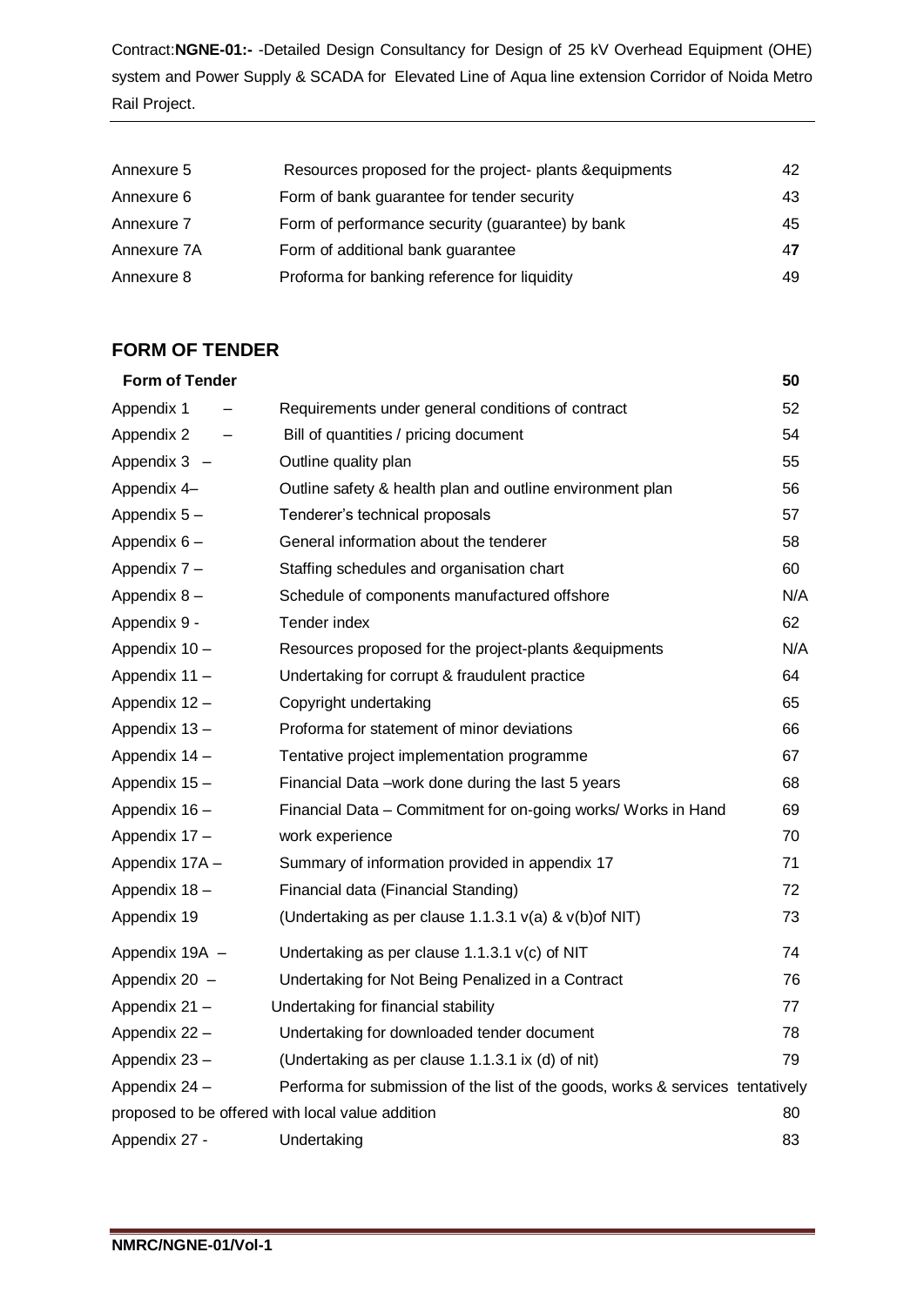| | | |
|---|---|---|
| Annexure 5 | Resources proposed for the project- plants &equipments | 42 |
| Annexure 6 | Form of bank guarantee for tender security | 43 |
| Annexure 7 | Form of performance security (guarantee) by bank | 45 |
| Annexure 7A | Form of additional bank guarantee | 47 |
| Annexure 8 | Proforma for banking reference for liquidity | 49 |

## FORM OF TENDER

| | | |
|---|---|---|
| **Form of Tender** | | **50** |
| Appendix 1 – | Requirements under general conditions of contract | 52 |
| Appendix 2 – | Bill of quantities / pricing document | 54 |
| Appendix 3 – | Outline quality plan | 55 |
| Appendix 4– | Outline safety & health plan and outline environment plan | 56 |
| Appendix 5 – | Tenderer's technical proposals | 57 |
| Appendix 6 – | General information about the tenderer | 58 |
| Appendix 7 – | Staffing schedules and organisation chart | 60 |
| Appendix 8 – | Schedule of components manufactured offshore | N/A |
| Appendix 9 - | Tender index | 62 |
| Appendix 10 – | Resources proposed for the project-plants &equipments | N/A |
| Appendix 11 – | Undertaking for corrupt & fraudulent practice | 64 |
| Appendix 12 – | Copyright undertaking | 65 |
| Appendix 13 – | Proforma for statement of minor deviations | 66 |
| Appendix 14 – | Tentative project implementation programme | 67 |
| Appendix 15 – | Financial Data –work done during the last 5 years | 68 |
| Appendix 16 – | Financial Data – Commitment for on-going works/ Works in Hand | 69 |
| Appendix 17 – | work experience | 70 |
| Appendix 17A – | Summary of information provided in appendix 17 | 71 |
| Appendix 18 – | Financial data (Financial Standing) | 72 |
| Appendix 19 | (Undertaking as per clause 1.1.3.1 v(a) & v(b)of NIT) | 73 |
| Appendix 19A – | Undertaking as per clause 1.1.3.1 v(c) of NIT | 74 |
| Appendix 20 – | Undertaking for Not Being Penalized in a Contract | 76 |
| Appendix 21 – | Undertaking for financial stability | 77 |
| Appendix 22 – | Undertaking for downloaded tender document | 78 |
| Appendix 23 – | (Undertaking as per clause 1.1.3.1 ix (d) of nit) | 79 |
| Appendix 24 – | Performa for submission of the list of the goods, works & services tentatively proposed to be offered with local value addition | 80 |
| Appendix 27 - | Undertaking | 83 |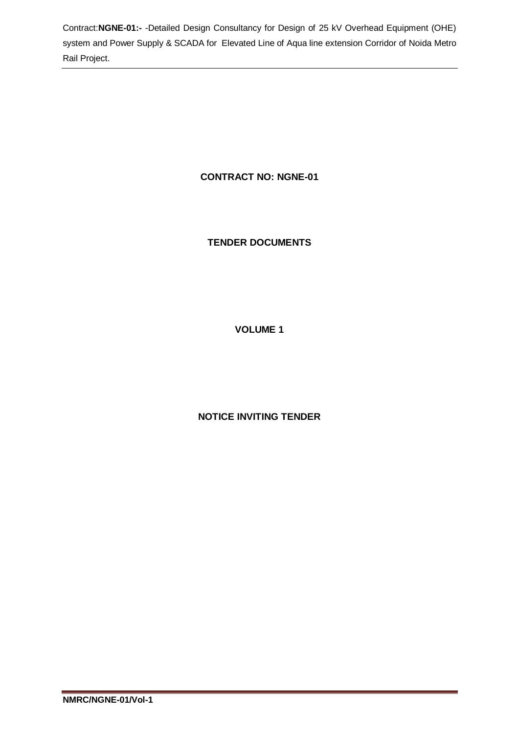**CONTRACT NO: NGNE-01**

**TENDER DOCUMENTS**

**VOLUME 1**

**NOTICE INVITING TENDER**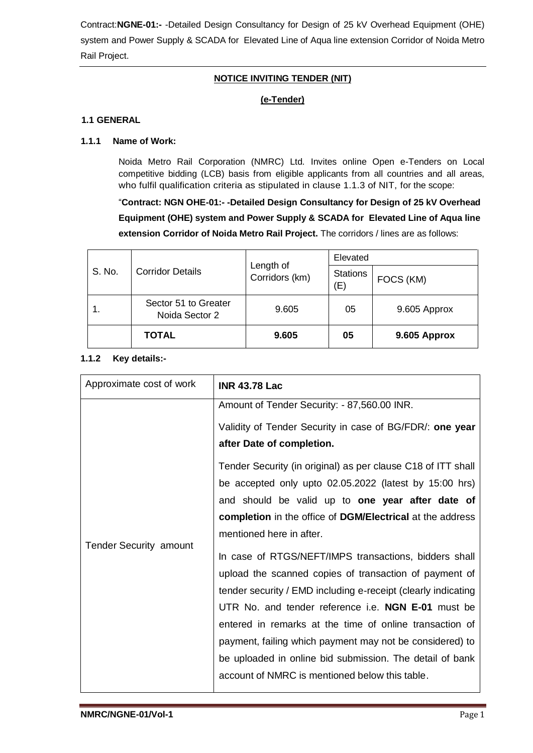## NOTICE INVITING TENDER (NIT)

### (e-Tender)

### 1.1 GENERAL

#### 1.1.1 Name of Work:

Noida Metro Rail Corporation (NMRC) Ltd. Invites online Open e-Tenders on Local competitive bidding (LCB) basis from eligible applicants from all countries and all areas, who fulfil qualification criteria as stipulated in clause 1.1.3 of NIT, for the scope:

"**Contract: NGN OHE-01:- -Detailed Design Consultancy for Design of 25 kV Overhead Equipment (OHE) system and Power Supply & SCADA for Elevated Line of Aqua line extension Corridor of Noida Metro Rail Project.** The corridors / lines are as follows:

| S. No. | Corridor Details | Length of Corridors (km) | Elevated | |
|---|---|---|---|---|
| | | | Stations (E) | FOCS (KM) |
| 1. | Sector 51 to Greater Noida Sector 2 | 9.605 | 05 | 9.605 Approx |
| | **TOTAL** | **9.605** | **05** | **9.605 Approx** |

#### 1.1.2 Key details:-

| | |
|---|---|
| Approximate cost of work | **INR 43.78 Lac** |
| Tender Security amount | Amount of Tender Security: - 87,560.00 INR.<br><br>Validity of Tender Security in case of BG/FDR/: **one year after Date of completion.**<br><br>Tender Security (in original) as per clause C18 of ITT shall be accepted only upto 02.05.2022 (latest by 15:00 hrs) and should be valid up to **one year after date of completion** in the office of **DGM/Electrical** at the address mentioned here in after.<br><br>In case of RTGS/NEFT/IMPS transactions, bidders shall upload the scanned copies of transaction of payment of tender security / EMD including e-receipt (clearly indicating UTR No. and tender reference i.e. **NGN E-01** must be entered in remarks at the time of online transaction of payment, failing which payment may not be considered) to be uploaded in online bid submission. The detail of bank account of NMRC is mentioned below this table. |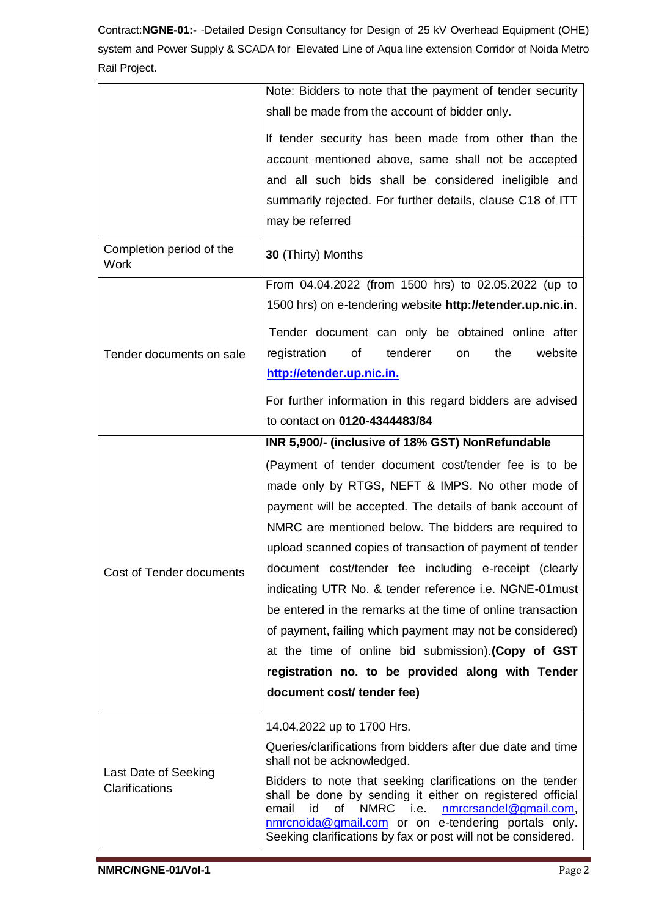| | |
|---|---|
| | Note: Bidders to note that the payment of tender security shall be made from the account of bidder only. If tender security has been made from other than the account mentioned above, same shall not be accepted and all such bids shall be considered ineligible and summarily rejected. For further details, clause C18 of ITT may be referred |
| Completion period of the Work | **30** (Thirty) Months |
| Tender documents on sale | From 04.04.2022 (from 1500 hrs) to 02.05.2022 (up to 1500 hrs) on e-tendering website **http://etender.up.nic.in**. Tender document can only be obtained online after registration of tenderer on the website **http://etender.up.nic.in.** For further information in this regard bidders are advised to contact on **0120-4344483/84** |
| Cost of Tender documents | **INR 5,900/- (inclusive of 18% GST) NonRefundable** (Payment of tender document cost/tender fee is to be made only by RTGS, NEFT & IMPS. No other mode of payment will be accepted. The details of bank account of NMRC are mentioned below. The bidders are required to upload scanned copies of transaction of payment of tender document cost/tender fee including e-receipt (clearly indicating UTR No. & tender reference i.e. NGNE-01must be entered in the remarks at the time of online transaction of payment, failing which payment may not be considered) at the time of online bid submission).**(Copy of GST registration no. to be provided along with Tender document cost/ tender fee)** |
| Last Date of Seeking Clarifications | 14.04.2022 up to 1700 Hrs. Queries/clarifications from bidders after due date and time shall not be acknowledged. Bidders to note that seeking clarifications on the tender shall be done by sending it either on registered official email id of NMRC i.e. nmrcrsandel@gmail.com, nmrcnoida@gmail.com or on e-tendering portals only. Seeking clarifications by fax or post will not be considered. |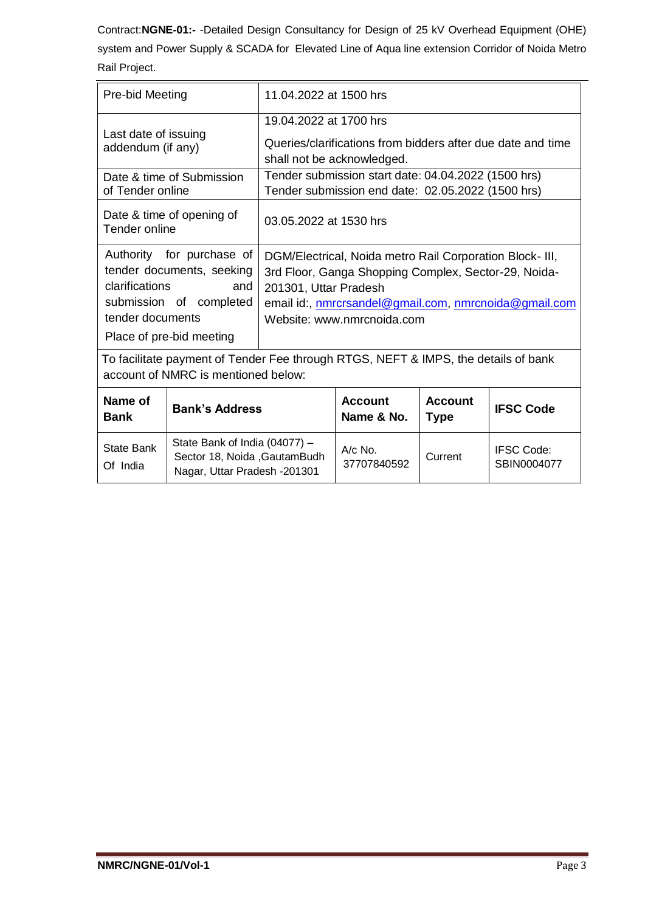Contract:**NGNE-01:-** -Detailed Design Consultancy for Design of 25 kV Overhead Equipment (OHE) system and Power Supply & SCADA for Elevated Line of Aqua line extension Corridor of Noida Metro Rail Project.

| | |
|---|---|
| Pre-bid Meeting | 11.04.2022 at 1500 hrs |
| Last date of issuing addendum (if any) | 19.04.2022 at 1700 hrs<br>Queries/clarifications from bidders after due date and time shall not be acknowledged. |
| Date & time of Submission of Tender online | Tender submission start date: 04.04.2022 (1500 hrs)<br>Tender submission end date: 02.05.2022 (1500 hrs) |
| Date & time of opening of Tender online | 03.05.2022 at 1530 hrs |
| Authority for purchase of tender documents, seeking clarifications and submission of completed tender documents<br>Place of pre-bid meeting | DGM/Electrical, Noida metro Rail Corporation Block- III, 3rd Floor, Ganga Shopping Complex, Sector-29, Noida-201301, Uttar Pradesh<br>email id:, nmrcrsandel@gmail.com, nmrcnoida@gmail.com<br>Website: www.nmrcnoida.com |

To facilitate payment of Tender Fee through RTGS, NEFT & IMPS, the details of bank account of NMRC is mentioned below:

| Name of Bank | Bank's Address | Account Name & No. | Account Type | IFSC Code |
|---|---|---|---|---|
| State Bank Of India | State Bank of India (04077) – Sector 18, Noida ,GautamBudh Nagar, Uttar Pradesh -201301 | A/c No. 37707840592 | Current | IFSC Code: SBIN0004077 |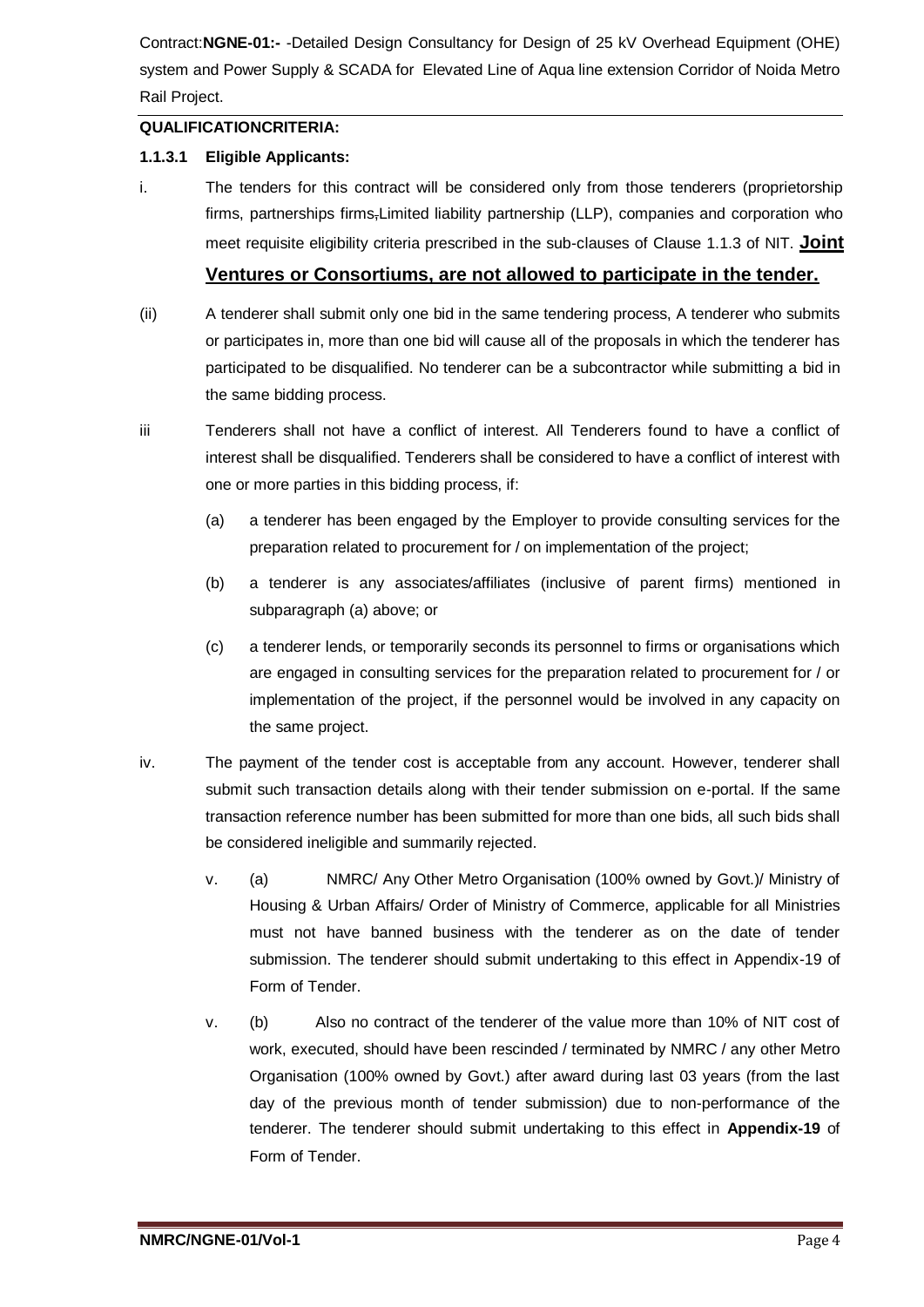Contract:**NGNE-01:-** -Detailed Design Consultancy for Design of 25 kV Overhead Equipment (OHE) system and Power Supply & SCADA for Elevated Line of Aqua line extension Corridor of Noida Metro Rail Project.

**QUALIFICATIONCRITERIA:**

**1.1.3.1 Eligible Applicants:**

i. The tenders for this contract will be considered only from those tenderers (proprietorship firms, partnerships firms,Limited liability partnership (LLP), companies and corporation who meet requisite eligibility criteria prescribed in the sub-clauses of Clause 1.1.3 of NIT. **Joint Ventures or Consortiums, are not allowed to participate in the tender.**

(ii) A tenderer shall submit only one bid in the same tendering process, A tenderer who submits or participates in, more than one bid will cause all of the proposals in which the tenderer has participated to be disqualified. No tenderer can be a subcontractor while submitting a bid in the same bidding process.

iii Tenderers shall not have a conflict of interest. All Tenderers found to have a conflict of interest shall be disqualified. Tenderers shall be considered to have a conflict of interest with one or more parties in this bidding process, if:

(a) a tenderer has been engaged by the Employer to provide consulting services for the preparation related to procurement for / on implementation of the project;

(b) a tenderer is any associates/affiliates (inclusive of parent firms) mentioned in subparagraph (a) above; or

(c) a tenderer lends, or temporarily seconds its personnel to firms or organisations which are engaged in consulting services for the preparation related to procurement for / or implementation of the project, if the personnel would be involved in any capacity on the same project.

iv. The payment of the tender cost is acceptable from any account. However, tenderer shall submit such transaction details along with their tender submission on e-portal. If the same transaction reference number has been submitted for more than one bids, all such bids shall be considered ineligible and summarily rejected.

v. (a) NMRC/ Any Other Metro Organisation (100% owned by Govt.)/ Ministry of Housing & Urban Affairs/ Order of Ministry of Commerce, applicable for all Ministries must not have banned business with the tenderer as on the date of tender submission. The tenderer should submit undertaking to this effect in Appendix-19 of Form of Tender.

v. (b) Also no contract of the tenderer of the value more than 10% of NIT cost of work, executed, should have been rescinded / terminated by NMRC / any other Metro Organisation (100% owned by Govt.) after award during last 03 years (from the last day of the previous month of tender submission) due to non-performance of the tenderer. The tenderer should submit undertaking to this effect in **Appendix-19** of Form of Tender.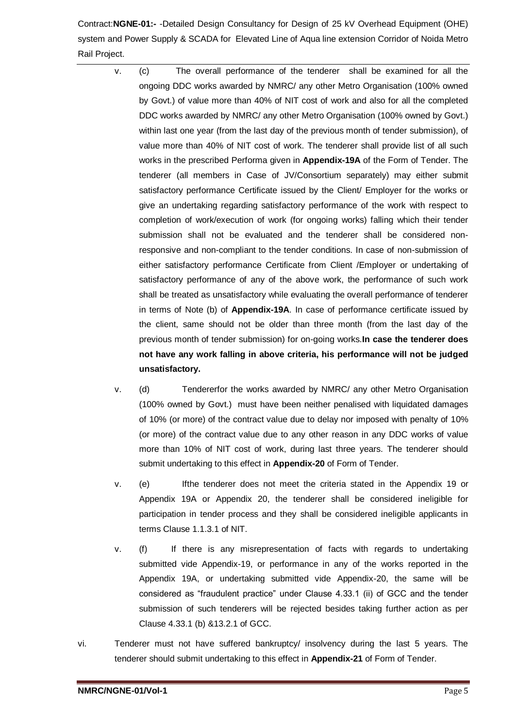v. (c) The overall performance of the tenderer shall be examined for all the ongoing DDC works awarded by NMRC/ any other Metro Organisation (100% owned by Govt.) of value more than 40% of NIT cost of work and also for all the completed DDC works awarded by NMRC/ any other Metro Organisation (100% owned by Govt.) within last one year (from the last day of the previous month of tender submission), of value more than 40% of NIT cost of work. The tenderer shall provide list of all such works in the prescribed Performa given in **Appendix-19A** of the Form of Tender. The tenderer (all members in Case of JV/Consortium separately) may either submit satisfactory performance Certificate issued by the Client/ Employer for the works or give an undertaking regarding satisfactory performance of the work with respect to completion of work/execution of work (for ongoing works) falling which their tender submission shall not be evaluated and the tenderer shall be considered non-responsive and non-compliant to the tender conditions. In case of non-submission of either satisfactory performance Certificate from Client /Employer or undertaking of satisfactory performance of any of the above work, the performance of such work shall be treated as unsatisfactory while evaluating the overall performance of tenderer in terms of Note (b) of **Appendix-19A**. In case of performance certificate issued by the client, same should not be older than three month (from the last day of the previous month of tender submission) for on-going works.**In case the tenderer does not have any work falling in above criteria, his performance will not be judged unsatisfactory.**

v. (d) Tendererfor the works awarded by NMRC/ any other Metro Organisation (100% owned by Govt.) must have been neither penalised with liquidated damages of 10% (or more) of the contract value due to delay nor imposed with penalty of 10% (or more) of the contract value due to any other reason in any DDC works of value more than 10% of NIT cost of work, during last three years. The tenderer should submit undertaking to this effect in **Appendix-20** of Form of Tender.

v. (e) Ifthe tenderer does not meet the criteria stated in the Appendix 19 or Appendix 19A or Appendix 20, the tenderer shall be considered ineligible for participation in tender process and they shall be considered ineligible applicants in terms Clause 1.1.3.1 of NIT.

v. (f) If there is any misrepresentation of facts with regards to undertaking submitted vide Appendix-19, or performance in any of the works reported in the Appendix 19A, or undertaking submitted vide Appendix-20, the same will be considered as "fraudulent practice" under Clause 4.33.1 (ii) of GCC and the tender submission of such tenderers will be rejected besides taking further action as per Clause 4.33.1 (b) &13.2.1 of GCC.

vi. Tenderer must not have suffered bankruptcy/ insolvency during the last 5 years. The tenderer should submit undertaking to this effect in **Appendix-21** of Form of Tender.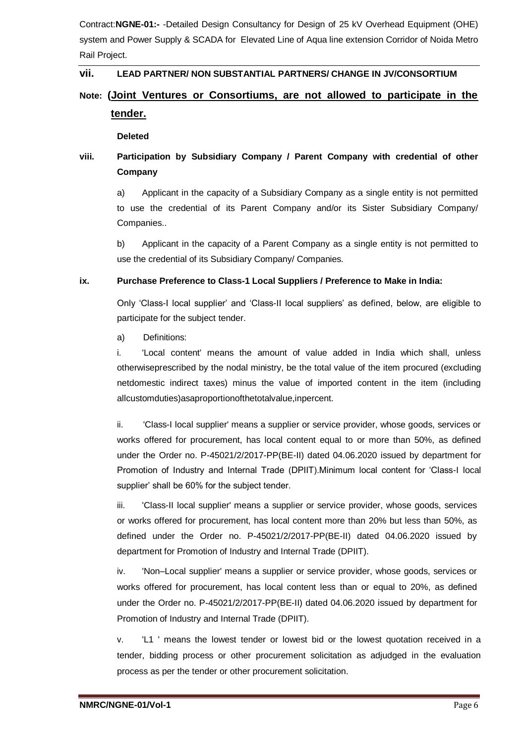### vii. LEAD PARTNER/ NON SUBSTANTIAL PARTNERS/ CHANGE IN JV/CONSORTIUM

**Note: (<u>Joint Ventures or Consortiums, are not allowed to participate in the tender.</u>**

**Deleted**

### viii. Participation by Subsidiary Company / Parent Company with credential of other Company

a) Applicant in the capacity of a Subsidiary Company as a single entity is not permitted to use the credential of its Parent Company and/or its Sister Subsidiary Company/ Companies..

b) Applicant in the capacity of a Parent Company as a single entity is not permitted to use the credential of its Subsidiary Company/ Companies.

### ix. Purchase Preference to Class-1 Local Suppliers / Preference to Make in India:

Only 'Class-I local supplier' and 'Class-II local suppliers' as defined, below, are eligible to participate for the subject tender.

a) Definitions:

i. 'Local content' means the amount of value added in India which shall, unless otherwiseprescribed by the nodal ministry, be the total value of the item procured (excluding netdomestic indirect taxes) minus the value of imported content in the item (including allcustomduties)asaproportionofthetotalvalue,inpercent.

ii. 'Class-I local supplier' means a supplier or service provider, whose goods, services or works offered for procurement, has local content equal to or more than 50%, as defined under the Order no. P-45021/2/2017-PP(BE-II) dated 04.06.2020 issued by department for Promotion of Industry and Internal Trade (DPIIT).Minimum local content for 'Class-I local supplier' shall be 60% for the subject tender.

iii. 'Class-II local supplier' means a supplier or service provider, whose goods, services or works offered for procurement, has local content more than 20% but less than 50%, as defined under the Order no. P-45021/2/2017-PP(BE-II) dated 04.06.2020 issued by department for Promotion of Industry and Internal Trade (DPIIT).

iv. 'Non–Local supplier' means a supplier or service provider, whose goods, services or works offered for procurement, has local content less than or equal to 20%, as defined under the Order no. P-45021/2/2017-PP(BE-II) dated 04.06.2020 issued by department for Promotion of Industry and Internal Trade (DPIIT).

v. 'L1 ' means the lowest tender or lowest bid or the lowest quotation received in a tender, bidding process or other procurement solicitation as adjudged in the evaluation process as per the tender or other procurement solicitation.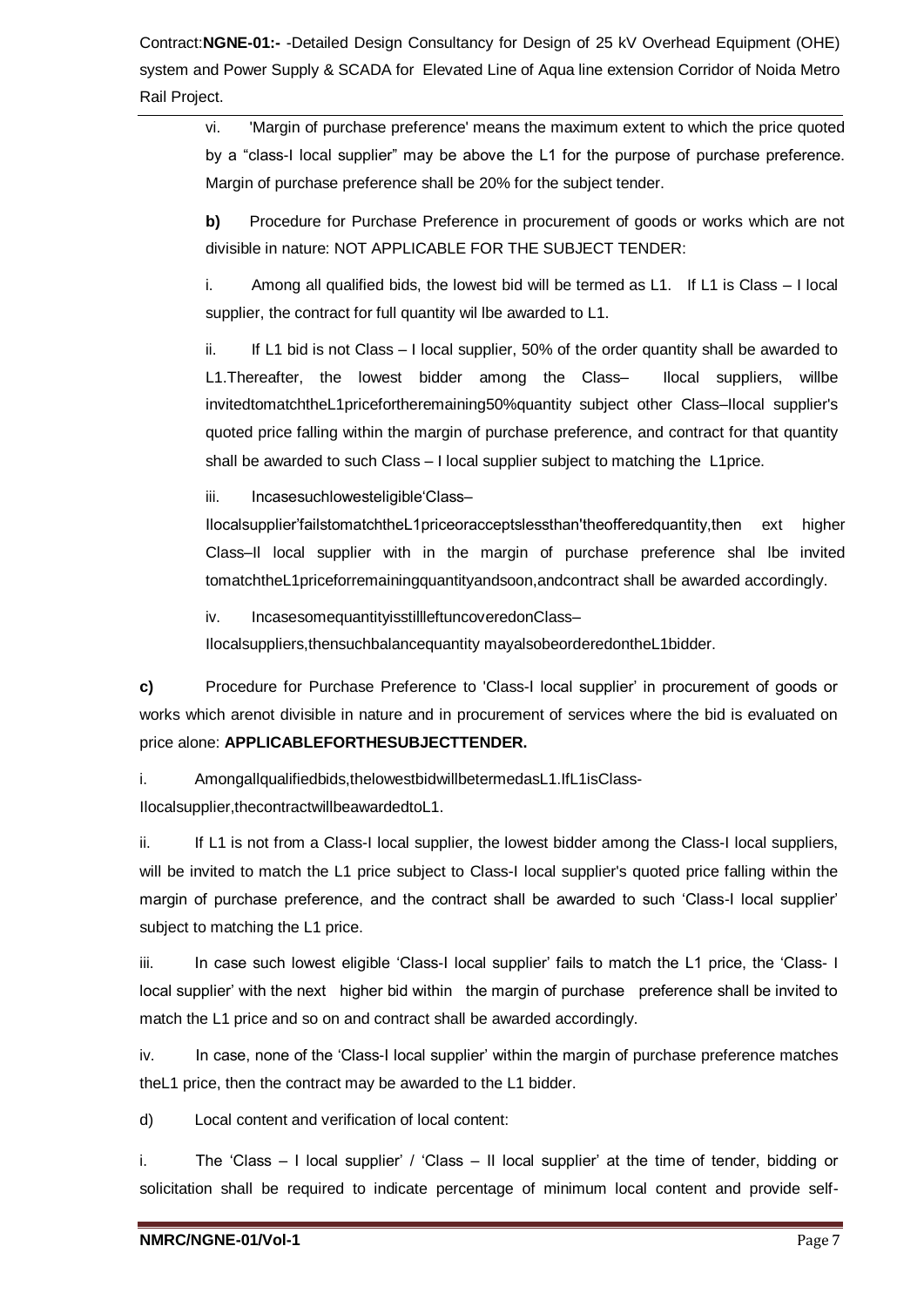vi. 'Margin of purchase preference' means the maximum extent to which the price quoted by a "class-I local supplier" may be above the L1 for the purpose of purchase preference. Margin of purchase preference shall be 20% for the subject tender.

**b)** Procedure for Purchase Preference in procurement of goods or works which are not divisible in nature: NOT APPLICABLE FOR THE SUBJECT TENDER:

i. Among all qualified bids, the lowest bid will be termed as L1. If L1 is Class – I local supplier, the contract for full quantity wil lbe awarded to L1.

ii. If L1 bid is not Class – I local supplier, 50% of the order quantity shall be awarded to L1.Thereafter, the lowest bidder among the Class– Ilocal suppliers, willbe invitedtomatchtheL1pricefortheremaining50%quantity subject other Class–Ilocal supplier's quoted price falling within the margin of purchase preference, and contract for that quantity shall be awarded to such Class – I local supplier subject to matching the L1price.

iii. Incasesuchlowesteligible'Class–Ilocalsupplier'failstomatchtheL1priceoracceptslessthan'theofferedquantity,then ext higher Class–Il local supplier with in the margin of purchase preference shal lbe invited tomatchtheL1priceforremainingquantityandsoon,andcontract shall be awarded accordingly.

iv. IncasesomequantityisstillleftuncoveredonClass–Ilocalsuppliers,thensuchbalancequantity mayalsobeorderedontheL1bidder.

**c)** Procedure for Purchase Preference to 'Class-I local supplier' in procurement of goods or works which arenot divisible in nature and in procurement of services where the bid is evaluated on price alone: **APPLICABLEFORTHESUBJECTTENDER.**

i. Amongallqualifiedbids,thelowestbidwillbetermedasL1.IfL1isClass-Ilocalsupplier,thecontractwillbeawardedtoL1.

ii. If L1 is not from a Class-I local supplier, the lowest bidder among the Class-I local suppliers, will be invited to match the L1 price subject to Class-I local supplier's quoted price falling within the margin of purchase preference, and the contract shall be awarded to such 'Class-I local supplier' subject to matching the L1 price.

iii. In case such lowest eligible 'Class-I local supplier' fails to match the L1 price, the 'Class- I local supplier' with the next higher bid within the margin of purchase preference shall be invited to match the L1 price and so on and contract shall be awarded accordingly.

iv. In case, none of the 'Class-I local supplier' within the margin of purchase preference matches theL1 price, then the contract may be awarded to the L1 bidder.

d) Local content and verification of local content:

i. The 'Class – I local supplier' / 'Class – II local supplier' at the time of tender, bidding or solicitation shall be required to indicate percentage of minimum local content and provide self-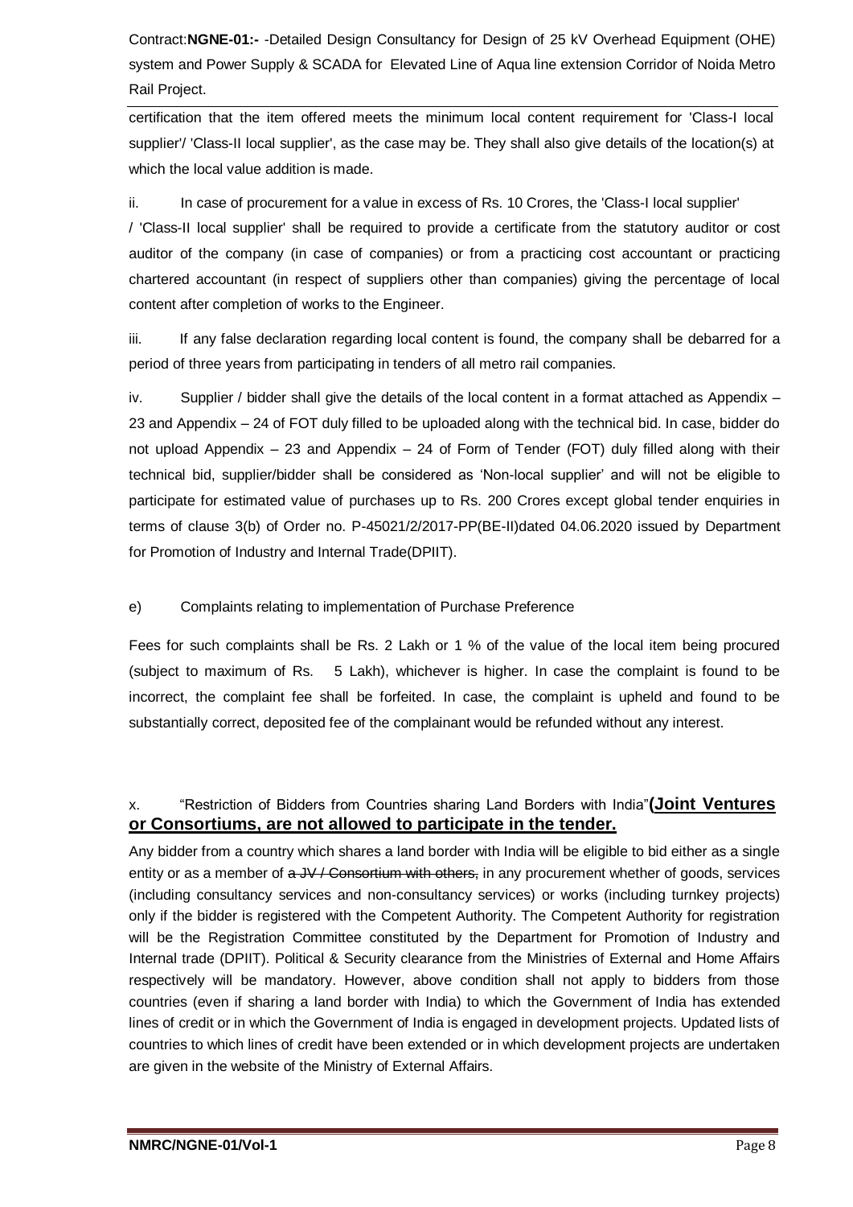certification that the item offered meets the minimum local content requirement for 'Class-I local supplier'/ 'Class-II local supplier', as the case may be. They shall also give details of the location(s) at which the local value addition is made.

ii. In case of procurement for a value in excess of Rs. 10 Crores, the 'Class-I local supplier' / 'Class-II local supplier' shall be required to provide a certificate from the statutory auditor or cost auditor of the company (in case of companies) or from a practicing cost accountant or practicing chartered accountant (in respect of suppliers other than companies) giving the percentage of local content after completion of works to the Engineer.

iii. If any false declaration regarding local content is found, the company shall be debarred for a period of three years from participating in tenders of all metro rail companies.

iv. Supplier / bidder shall give the details of the local content in a format attached as Appendix – 23 and Appendix – 24 of FOT duly filled to be uploaded along with the technical bid. In case, bidder do not upload Appendix – 23 and Appendix – 24 of Form of Tender (FOT) duly filled along with their technical bid, supplier/bidder shall be considered as 'Non-local supplier' and will not be eligible to participate for estimated value of purchases up to Rs. 200 Crores except global tender enquiries in terms of clause 3(b) of Order no. P-45021/2/2017-PP(BE-II)dated 04.06.2020 issued by Department for Promotion of Industry and Internal Trade(DPIIT).

e) Complaints relating to implementation of Purchase Preference

Fees for such complaints shall be Rs. 2 Lakh or 1 % of the value of the local item being procured (subject to maximum of Rs. 5 Lakh), whichever is higher. In case the complaint is found to be incorrect, the complaint fee shall be forfeited. In case, the complaint is upheld and found to be substantially correct, deposited fee of the complainant would be refunded without any interest.

x. "Restriction of Bidders from Countries sharing Land Borders with India"**(Joint Ventures or Consortiums, are not allowed to participate in the tender.**

Any bidder from a country which shares a land border with India will be eligible to bid either as a single entity or as a member of ~~a JV / Consortium with others,~~ in any procurement whether of goods, services (including consultancy services and non-consultancy services) or works (including turnkey projects) only if the bidder is registered with the Competent Authority. The Competent Authority for registration will be the Registration Committee constituted by the Department for Promotion of Industry and Internal trade (DPIIT). Political & Security clearance from the Ministries of External and Home Affairs respectively will be mandatory. However, above condition shall not apply to bidders from those countries (even if sharing a land border with India) to which the Government of India has extended lines of credit or in which the Government of India is engaged in development projects. Updated lists of countries to which lines of credit have been extended or in which development projects are undertaken are given in the website of the Ministry of External Affairs.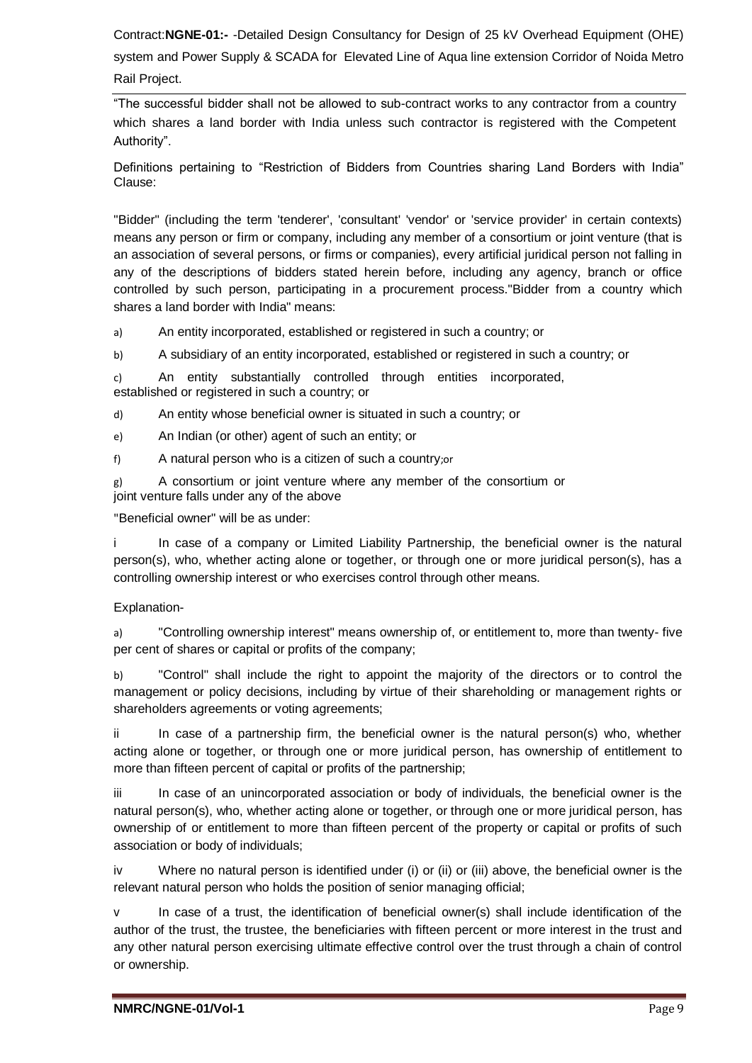"The successful bidder shall not be allowed to sub-contract works to any contractor from a country which shares a land border with India unless such contractor is registered with the Competent Authority".

Definitions pertaining to "Restriction of Bidders from Countries sharing Land Borders with India" Clause:

"Bidder" (including the term 'tenderer', 'consultant' 'vendor' or 'service provider' in certain contexts) means any person or firm or company, including any member of a consortium or joint venture (that is an association of several persons, or firms or companies), every artificial juridical person not falling in any of the descriptions of bidders stated herein before, including any agency, branch or office controlled by such person, participating in a procurement process."Bidder from a country which shares a land border with India" means:

a) An entity incorporated, established or registered in such a country; or

b) A subsidiary of an entity incorporated, established or registered in such a country; or

c) An entity substantially controlled through entities incorporated, established or registered in such a country; or

d) An entity whose beneficial owner is situated in such a country; or

e) An Indian (or other) agent of such an entity; or

f) A natural person who is a citizen of such a country;or

g) A consortium or joint venture where any member of the consortium or joint venture falls under any of the above

"Beneficial owner" will be as under:

i In case of a company or Limited Liability Partnership, the beneficial owner is the natural person(s), who, whether acting alone or together, or through one or more juridical person(s), has a controlling ownership interest or who exercises control through other means.

Explanation-

a) "Controlling ownership interest" means ownership of, or entitlement to, more than twenty- five per cent of shares or capital or profits of the company;

b) "Control" shall include the right to appoint the majority of the directors or to control the management or policy decisions, including by virtue of their shareholding or management rights or shareholders agreements or voting agreements;

ii In case of a partnership firm, the beneficial owner is the natural person(s) who, whether acting alone or together, or through one or more juridical person, has ownership of entitlement to more than fifteen percent of capital or profits of the partnership;

iii In case of an unincorporated association or body of individuals, the beneficial owner is the natural person(s), who, whether acting alone or together, or through one or more juridical person, has ownership of or entitlement to more than fifteen percent of the property or capital or profits of such association or body of individuals;

iv Where no natural person is identified under (i) or (ii) or (iii) above, the beneficial owner is the relevant natural person who holds the position of senior managing official;

v In case of a trust, the identification of beneficial owner(s) shall include identification of the author of the trust, the trustee, the beneficiaries with fifteen percent or more interest in the trust and any other natural person exercising ultimate effective control over the trust through a chain of control or ownership.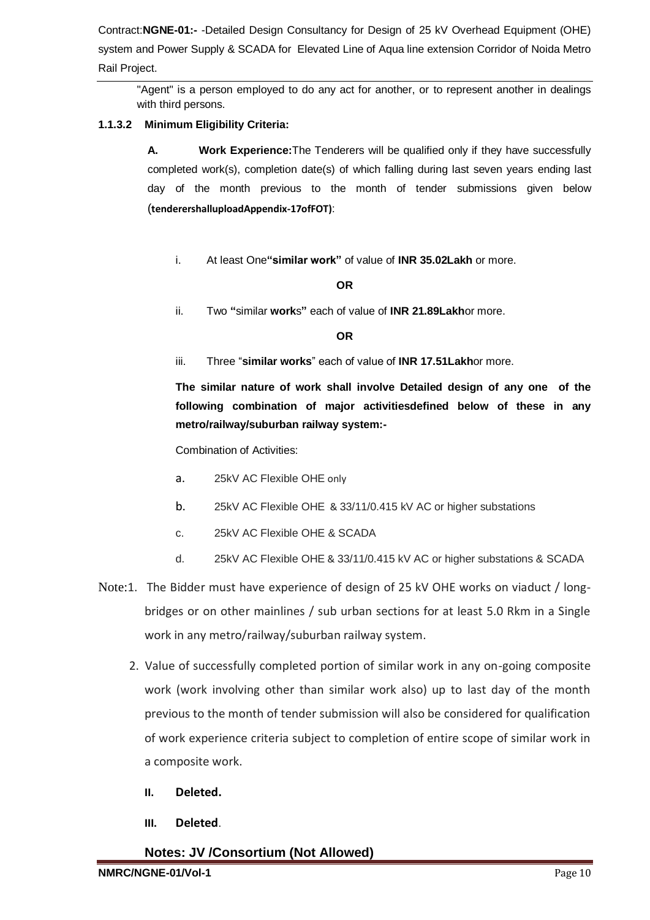"Agent" is a person employed to do any act for another, or to represent another in dealings with third persons.

**1.1.3.2 Minimum Eligibility Criteria:**

**A. Work Experience:** The Tenderers will be qualified only if they have successfully completed work(s), completion date(s) of which falling during last seven years ending last day of the month previous to the month of tender submissions given below (**tenderershalluploadAppendix-17ofFOT)**:

i. At least One **"similar work"** of value of **INR 35.02Lakh** or more.

**OR**

ii. Two **"**similar **work**s**"** each of value of **INR 21.89Lakh**or more.

**OR**

iii. Three "**similar works**" each of value of **INR 17.51Lakh**or more.

**The similar nature of work shall involve Detailed design of any one of the following combination of major activitiesdefined below of these in any metro/railway/suburban railway system:-**

Combination of Activities:

a. 25kV AC Flexible OHE only

b. 25kV AC Flexible OHE & 33/11/0.415 kV AC or higher substations

c. 25kV AC Flexible OHE & SCADA

d. 25kV AC Flexible OHE & 33/11/0.415 kV AC or higher substations & SCADA

Note:1. The Bidder must have experience of design of 25 kV OHE works on viaduct / long-bridges or on other mainlines / sub urban sections for at least 5.0 Rkm in a Single work in any metro/railway/suburban railway system.

2. Value of successfully completed portion of similar work in any on-going composite work (work involving other than similar work also) up to last day of the month previous to the month of tender submission will also be considered for qualification of work experience criteria subject to completion of entire scope of similar work in a composite work.

**II. Deleted.**

**III. Deleted**.

**Notes: JV /Consortium (Not Allowed)**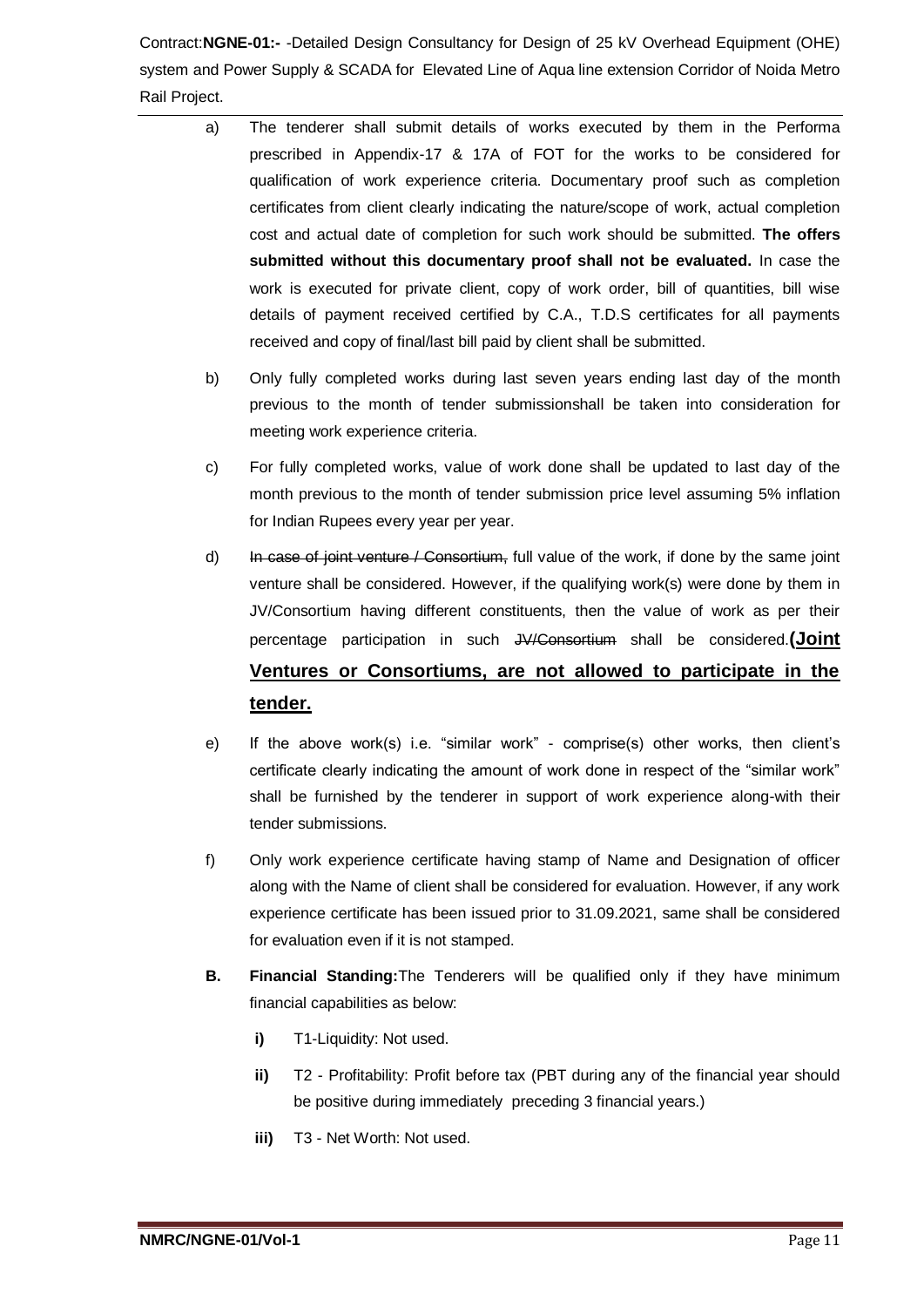a) The tenderer shall submit details of works executed by them in the Performa prescribed in Appendix-17 & 17A of FOT for the works to be considered for qualification of work experience criteria. Documentary proof such as completion certificates from client clearly indicating the nature/scope of work, actual completion cost and actual date of completion for such work should be submitted. **The offers submitted without this documentary proof shall not be evaluated.** In case the work is executed for private client, copy of work order, bill of quantities, bill wise details of payment received certified by C.A., T.D.S certificates for all payments received and copy of final/last bill paid by client shall be submitted.

b) Only fully completed works during last seven years ending last day of the month previous to the month of tender submissionshall be taken into consideration for meeting work experience criteria.

c) For fully completed works, value of work done shall be updated to last day of the month previous to the month of tender submission price level assuming 5% inflation for Indian Rupees every year per year.

d) ~~In case of joint venture / Consortium,~~ full value of the work, if done by the same joint venture shall be considered. However, if the qualifying work(s) were done by them in JV/Consortium having different constituents, then the value of work as per their percentage participation in such ~~JV/Consortium~~ shall be considered.**<u>(Joint Ventures or Consortiums, are not allowed to participate in the tender.</u>**

e) If the above work(s) i.e. "similar work" - comprise(s) other works, then client's certificate clearly indicating the amount of work done in respect of the "similar work" shall be furnished by the tenderer in support of work experience along-with their tender submissions.

f) Only work experience certificate having stamp of Name and Designation of officer along with the Name of client shall be considered for evaluation. However, if any work experience certificate has been issued prior to 31.09.2021, same shall be considered for evaluation even if it is not stamped.

**B. Financial Standing:**The Tenderers will be qualified only if they have minimum financial capabilities as below:

- **i)** T1-Liquidity: Not used.
- **ii)** T2 - Profitability: Profit before tax (PBT during any of the financial year should be positive during immediately preceding 3 financial years.)
- **iii)** T3 - Net Worth: Not used.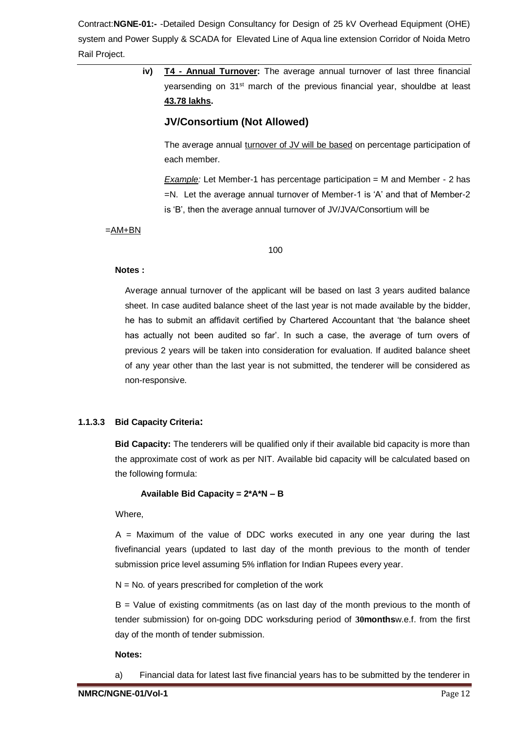iv) **T4 - Annual Turnover:** The average annual turnover of last three financial yearsending on 31st march of the previous financial year, shouldbe at least **43.78 lakhs.**

## JV/Consortium (Not Allowed)

The average annual turnover of JV will be based on percentage participation of each member.

*Example:* Let Member-1 has percentage participation = M and Member - 2 has =N. Let the average annual turnover of Member-1 is 'A' and that of Member-2 is 'B', then the average annual turnover of JV/JVA/Consortium will be

$$= \frac{AM + BN}{100}$$

**Notes :**

Average annual turnover of the applicant will be based on last 3 years audited balance sheet. In case audited balance sheet of the last year is not made available by the bidder, he has to submit an affidavit certified by Chartered Accountant that 'the balance sheet has actually not been audited so far'. In such a case, the average of turn overs of previous 2 years will be taken into consideration for evaluation. If audited balance sheet of any year other than the last year is not submitted, the tenderer will be considered as non-responsive.

**1.1.3.3 Bid Capacity Criteria:**

**Bid Capacity:** The tenderers will be qualified only if their available bid capacity is more than the approximate cost of work as per NIT. Available bid capacity will be calculated based on the following formula:

**Available Bid Capacity = 2\*A\*N – B**

Where,

A = Maximum of the value of DDC works executed in any one year during the last fivefinancial years (updated to last day of the month previous to the month of tender submission price level assuming 5% inflation for Indian Rupees every year.

N = No. of years prescribed for completion of the work

B = Value of existing commitments (as on last day of the month previous to the month of tender submission) for on-going DDC worksduring period of **30months**w.e.f. from the first day of the month of tender submission.

**Notes:**

a) Financial data for latest last five financial years has to be submitted by the tenderer in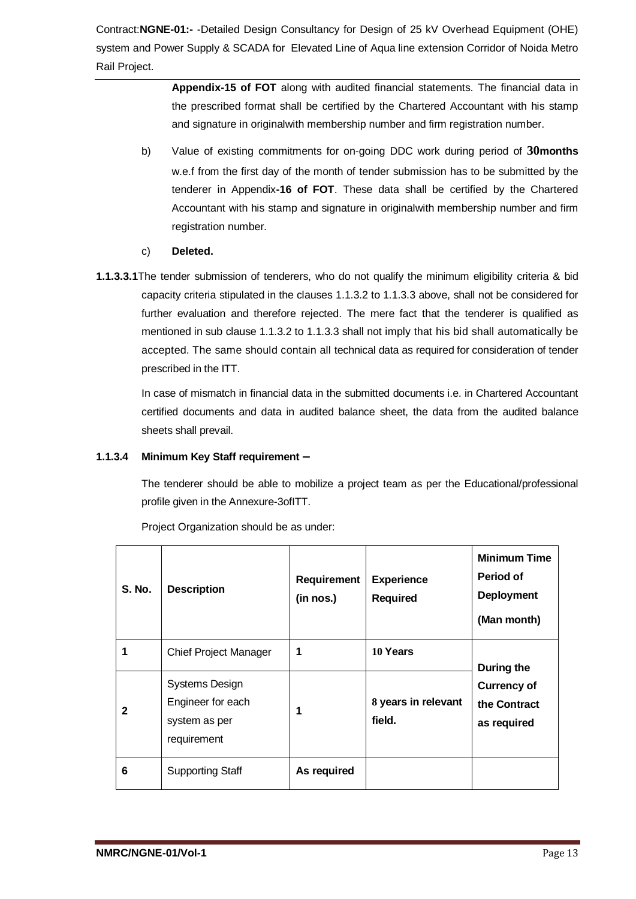**Appendix-15 of FOT** along with audited financial statements. The financial data in the prescribed format shall be certified by the Chartered Accountant with his stamp and signature in originalwith membership number and firm registration number.

b) Value of existing commitments for on-going DDC work during period of **30months** w.e.f from the first day of the month of tender submission has to be submitted by the tenderer in Appendix**-16 of FOT**. These data shall be certified by the Chartered Accountant with his stamp and signature in originalwith membership number and firm registration number.

c) **Deleted.**

**1.1.3.3.1**The tender submission of tenderers, who do not qualify the minimum eligibility criteria & bid capacity criteria stipulated in the clauses 1.1.3.2 to 1.1.3.3 above, shall not be considered for further evaluation and therefore rejected. The mere fact that the tenderer is qualified as mentioned in sub clause 1.1.3.2 to 1.1.3.3 shall not imply that his bid shall automatically be accepted. The same should contain all technical data as required for consideration of tender prescribed in the ITT.

In case of mismatch in financial data in the submitted documents i.e. in Chartered Accountant certified documents and data in audited balance sheet, the data from the audited balance sheets shall prevail.

**1.1.3.4 Minimum Key Staff requirement –**

The tenderer should be able to mobilize a project team as per the Educational/professional profile given in the Annexure-3ofITT.

Project Organization should be as under:

| S. No. | Description | Requirement (in nos.) | Experience Required | Minimum Time Period of Deployment (Man month) |
|---|---|---|---|---|
| 1 | Chief Project Manager | 1 | 10 Years | During the Currency of the Contract as required |
| 2 | Systems Design Engineer for each system as per requirement | 1 | 8 years in relevant field. | |
| 6 | Supporting Staff | As required | | |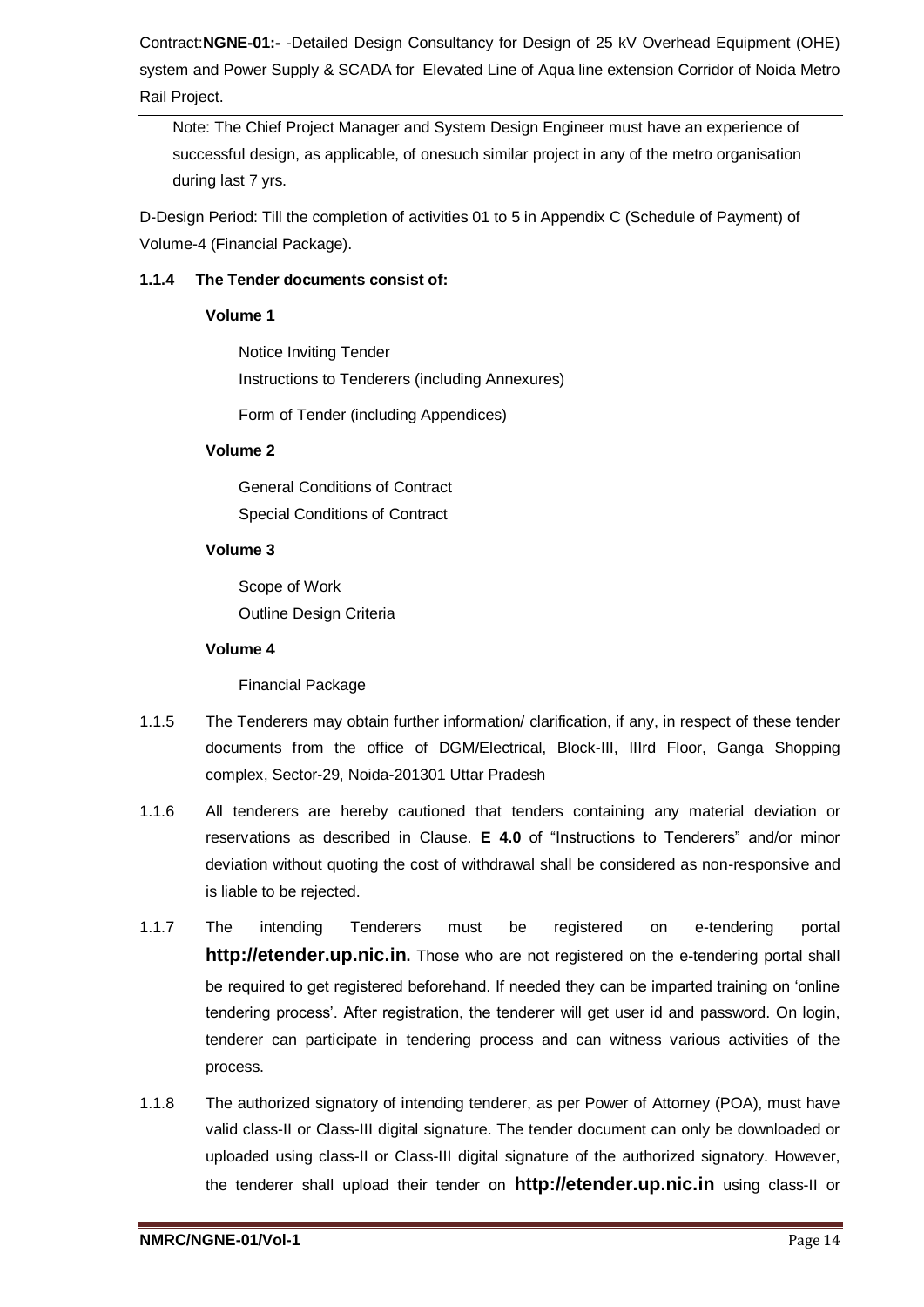Note: The Chief Project Manager and System Design Engineer must have an experience of successful design, as applicable, of onesuch similar project in any of the metro organisation during last 7 yrs.

D-Design Period: Till the completion of activities 01 to 5 in Appendix C (Schedule of Payment) of Volume-4 (Financial Package).

**1.1.4 The Tender documents consist of:**

**Volume 1**

Notice Inviting Tender

Instructions to Tenderers (including Annexures)

Form of Tender (including Appendices)

**Volume 2**

General Conditions of Contract

Special Conditions of Contract

**Volume 3**

Scope of Work

Outline Design Criteria

**Volume 4**

Financial Package

1.1.5 The Tenderers may obtain further information/ clarification, if any, in respect of these tender documents from the office of DGM/Electrical, Block-III, IIIrd Floor, Ganga Shopping complex, Sector-29, Noida-201301 Uttar Pradesh

1.1.6 All tenderers are hereby cautioned that tenders containing any material deviation or reservations as described in Clause. **E 4.0** of "Instructions to Tenderers" and/or minor deviation without quoting the cost of withdrawal shall be considered as non-responsive and is liable to be rejected.

1.1.7 The intending Tenderers must be registered on e-tendering portal **http://etender.up.nic.in.** Those who are not registered on the e-tendering portal shall be required to get registered beforehand. If needed they can be imparted training on 'online tendering process'. After registration, the tenderer will get user id and password. On login, tenderer can participate in tendering process and can witness various activities of the process.

1.1.8 The authorized signatory of intending tenderer, as per Power of Attorney (POA), must have valid class-II or Class-III digital signature. The tender document can only be downloaded or uploaded using class-II or Class-III digital signature of the authorized signatory. However, the tenderer shall upload their tender on **http://etender.up.nic.in** using class-II or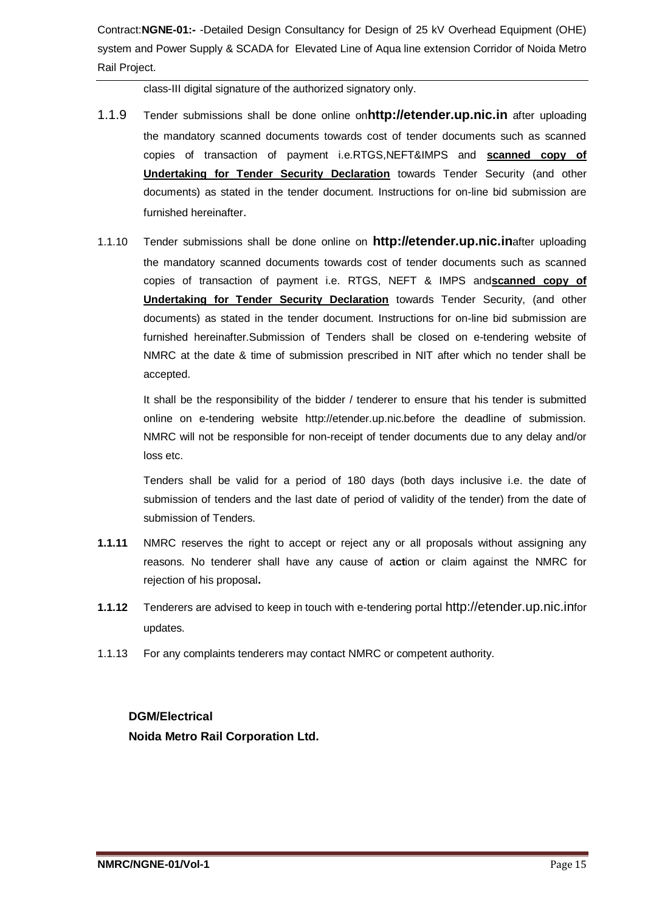class-III digital signature of the authorized signatory only.

1.1.9 Tender submissions shall be done online on**http://etender.up.nic.in** after uploading the mandatory scanned documents towards cost of tender documents such as scanned copies of transaction of payment i.e.RTGS,NEFT&IMPS and **scanned copy of Undertaking for Tender Security Declaration** towards Tender Security (and other documents) as stated in the tender document. Instructions for on-line bid submission are furnished hereinafter.

1.1.10 Tender submissions shall be done online on **http://etender.up.nic.in**after uploading the mandatory scanned documents towards cost of tender documents such as scanned copies of transaction of payment i.e. RTGS, NEFT & IMPS and**scanned copy of Undertaking for Tender Security Declaration** towards Tender Security, (and other documents) as stated in the tender document. Instructions for on-line bid submission are furnished hereinafter.Submission of Tenders shall be closed on e-tendering website of NMRC at the date & time of submission prescribed in NIT after which no tender shall be accepted.

It shall be the responsibility of the bidder / tenderer to ensure that his tender is submitted online on e-tendering website http://etender.up.nic.before the deadline of submission. NMRC will not be responsible for non-receipt of tender documents due to any delay and/or loss etc.

Tenders shall be valid for a period of 180 days (both days inclusive i.e. the date of submission of tenders and the last date of period of validity of the tender) from the date of submission of Tenders.

**1.1.11** NMRC reserves the right to accept or reject any or all proposals without assigning any reasons. No tenderer shall have any cause of action or claim against the NMRC for rejection of his proposal.

**1.1.12** Tenderers are advised to keep in touch with e-tendering portal http://etender.up.nic.infor updates.

1.1.13 For any complaints tenderers may contact NMRC or competent authority.

**DGM/Electrical**
**Noida Metro Rail Corporation Ltd.**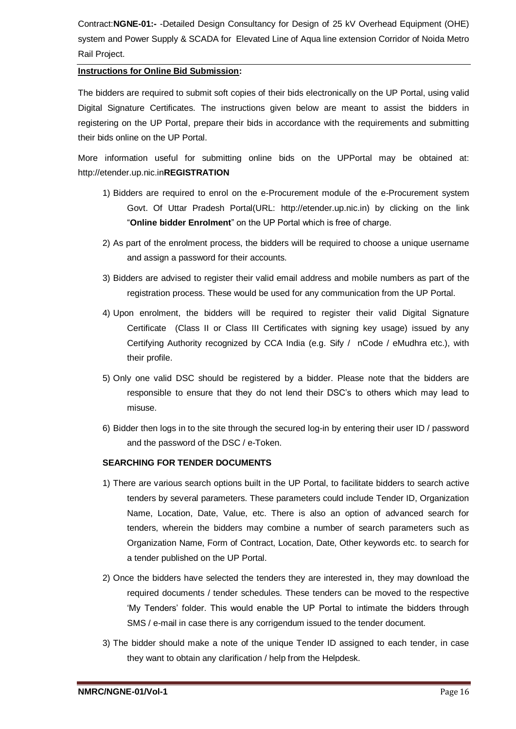## Instructions for Online Bid Submission:

The bidders are required to submit soft copies of their bids electronically on the UP Portal, using valid Digital Signature Certificates. The instructions given below are meant to assist the bidders in registering on the UP Portal, prepare their bids in accordance with the requirements and submitting their bids online on the UP Portal.

More information useful for submitting online bids on the UPPortal may be obtained at: http://etender.up.nic.in**REGISTRATION**

1) Bidders are required to enrol on the e-Procurement module of the e-Procurement system Govt. Of Uttar Pradesh Portal(URL: http://etender.up.nic.in) by clicking on the link "**Online bidder Enrolment**" on the UP Portal which is free of charge.
2) As part of the enrolment process, the bidders will be required to choose a unique username and assign a password for their accounts.
3) Bidders are advised to register their valid email address and mobile numbers as part of the registration process. These would be used for any communication from the UP Portal.
4) Upon enrolment, the bidders will be required to register their valid Digital Signature Certificate (Class II or Class III Certificates with signing key usage) issued by any Certifying Authority recognized by CCA India (e.g. Sify / nCode / eMudhra etc.), with their profile.
5) Only one valid DSC should be registered by a bidder. Please note that the bidders are responsible to ensure that they do not lend their DSC's to others which may lead to misuse.
6) Bidder then logs in to the site through the secured log-in by entering their user ID / password and the password of the DSC / e-Token.

### SEARCHING FOR TENDER DOCUMENTS

1) There are various search options built in the UP Portal, to facilitate bidders to search active tenders by several parameters. These parameters could include Tender ID, Organization Name, Location, Date, Value, etc. There is also an option of advanced search for tenders, wherein the bidders may combine a number of search parameters such as Organization Name, Form of Contract, Location, Date, Other keywords etc. to search for a tender published on the UP Portal.
2) Once the bidders have selected the tenders they are interested in, they may download the required documents / tender schedules. These tenders can be moved to the respective 'My Tenders' folder. This would enable the UP Portal to intimate the bidders through SMS / e-mail in case there is any corrigendum issued to the tender document.
3) The bidder should make a note of the unique Tender ID assigned to each tender, in case they want to obtain any clarification / help from the Helpdesk.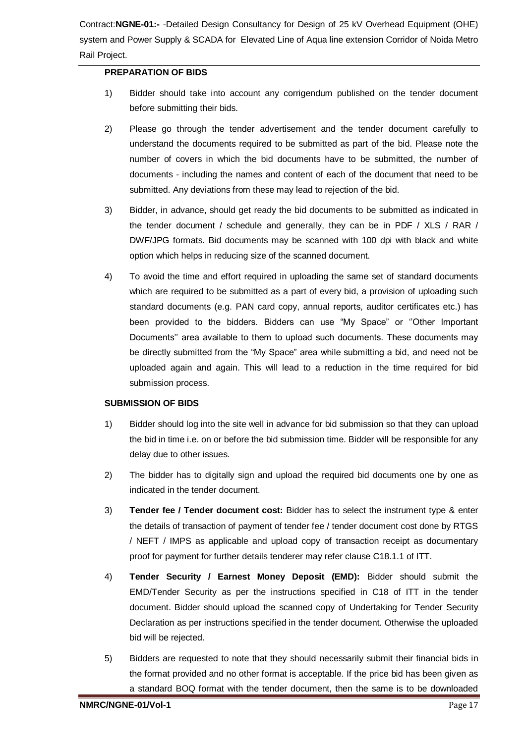**PREPARATION OF BIDS**

1) Bidder should take into account any corrigendum published on the tender document before submitting their bids.

2) Please go through the tender advertisement and the tender document carefully to understand the documents required to be submitted as part of the bid. Please note the number of covers in which the bid documents have to be submitted, the number of documents - including the names and content of each of the document that need to be submitted. Any deviations from these may lead to rejection of the bid.

3) Bidder, in advance, should get ready the bid documents to be submitted as indicated in the tender document / schedule and generally, they can be in PDF / XLS / RAR / DWF/JPG formats. Bid documents may be scanned with 100 dpi with black and white option which helps in reducing size of the scanned document.

4) To avoid the time and effort required in uploading the same set of standard documents which are required to be submitted as a part of every bid, a provision of uploading such standard documents (e.g. PAN card copy, annual reports, auditor certificates etc.) has been provided to the bidders. Bidders can use "My Space" or ''Other Important Documents'' area available to them to upload such documents. These documents may be directly submitted from the "My Space" area while submitting a bid, and need not be uploaded again and again. This will lead to a reduction in the time required for bid submission process.

**SUBMISSION OF BIDS**

1) Bidder should log into the site well in advance for bid submission so that they can upload the bid in time i.e. on or before the bid submission time. Bidder will be responsible for any delay due to other issues.

2) The bidder has to digitally sign and upload the required bid documents one by one as indicated in the tender document.

3) **Tender fee / Tender document cost:** Bidder has to select the instrument type & enter the details of transaction of payment of tender fee / tender document cost done by RTGS / NEFT / IMPS as applicable and upload copy of transaction receipt as documentary proof for payment for further details tenderer may refer clause C18.1.1 of ITT.

4) **Tender Security / Earnest Money Deposit (EMD):** Bidder should submit the EMD/Tender Security as per the instructions specified in C18 of ITT in the tender document. Bidder should upload the scanned copy of Undertaking for Tender Security Declaration as per instructions specified in the tender document. Otherwise the uploaded bid will be rejected.

5) Bidders are requested to note that they should necessarily submit their financial bids in the format provided and no other format is acceptable. If the price bid has been given as a standard BOQ format with the tender document, then the same is to be downloaded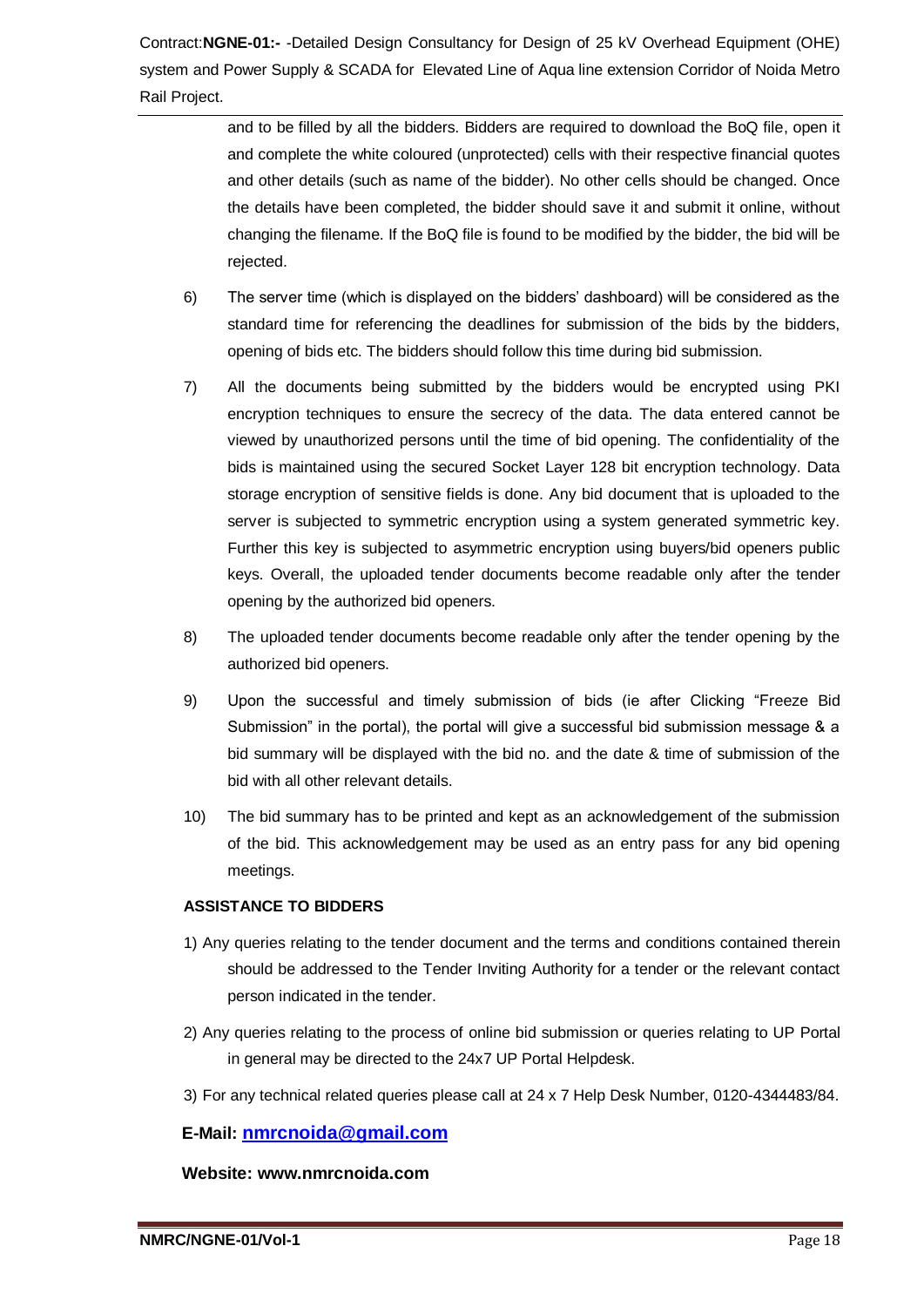and to be filled by all the bidders. Bidders are required to download the BoQ file, open it and complete the white coloured (unprotected) cells with their respective financial quotes and other details (such as name of the bidder). No other cells should be changed. Once the details have been completed, the bidder should save it and submit it online, without changing the filename. If the BoQ file is found to be modified by the bidder, the bid will be rejected.

6) The server time (which is displayed on the bidders' dashboard) will be considered as the standard time for referencing the deadlines for submission of the bids by the bidders, opening of bids etc. The bidders should follow this time during bid submission.

7) All the documents being submitted by the bidders would be encrypted using PKI encryption techniques to ensure the secrecy of the data. The data entered cannot be viewed by unauthorized persons until the time of bid opening. The confidentiality of the bids is maintained using the secured Socket Layer 128 bit encryption technology. Data storage encryption of sensitive fields is done. Any bid document that is uploaded to the server is subjected to symmetric encryption using a system generated symmetric key. Further this key is subjected to asymmetric encryption using buyers/bid openers public keys. Overall, the uploaded tender documents become readable only after the tender opening by the authorized bid openers.

8) The uploaded tender documents become readable only after the tender opening by the authorized bid openers.

9) Upon the successful and timely submission of bids (ie after Clicking "Freeze Bid Submission" in the portal), the portal will give a successful bid submission message & a bid summary will be displayed with the bid no. and the date & time of submission of the bid with all other relevant details.

10) The bid summary has to be printed and kept as an acknowledgement of the submission of the bid. This acknowledgement may be used as an entry pass for any bid opening meetings.

**ASSISTANCE TO BIDDERS**

1) Any queries relating to the tender document and the terms and conditions contained therein should be addressed to the Tender Inviting Authority for a tender or the relevant contact person indicated in the tender.

2) Any queries relating to the process of online bid submission or queries relating to UP Portal in general may be directed to the 24x7 UP Portal Helpdesk.

3) For any technical related queries please call at 24 x 7 Help Desk Number, 0120-4344483/84.

**E-Mail: nmrcnoida@gmail.com**

**Website: www.nmrcnoida.com**